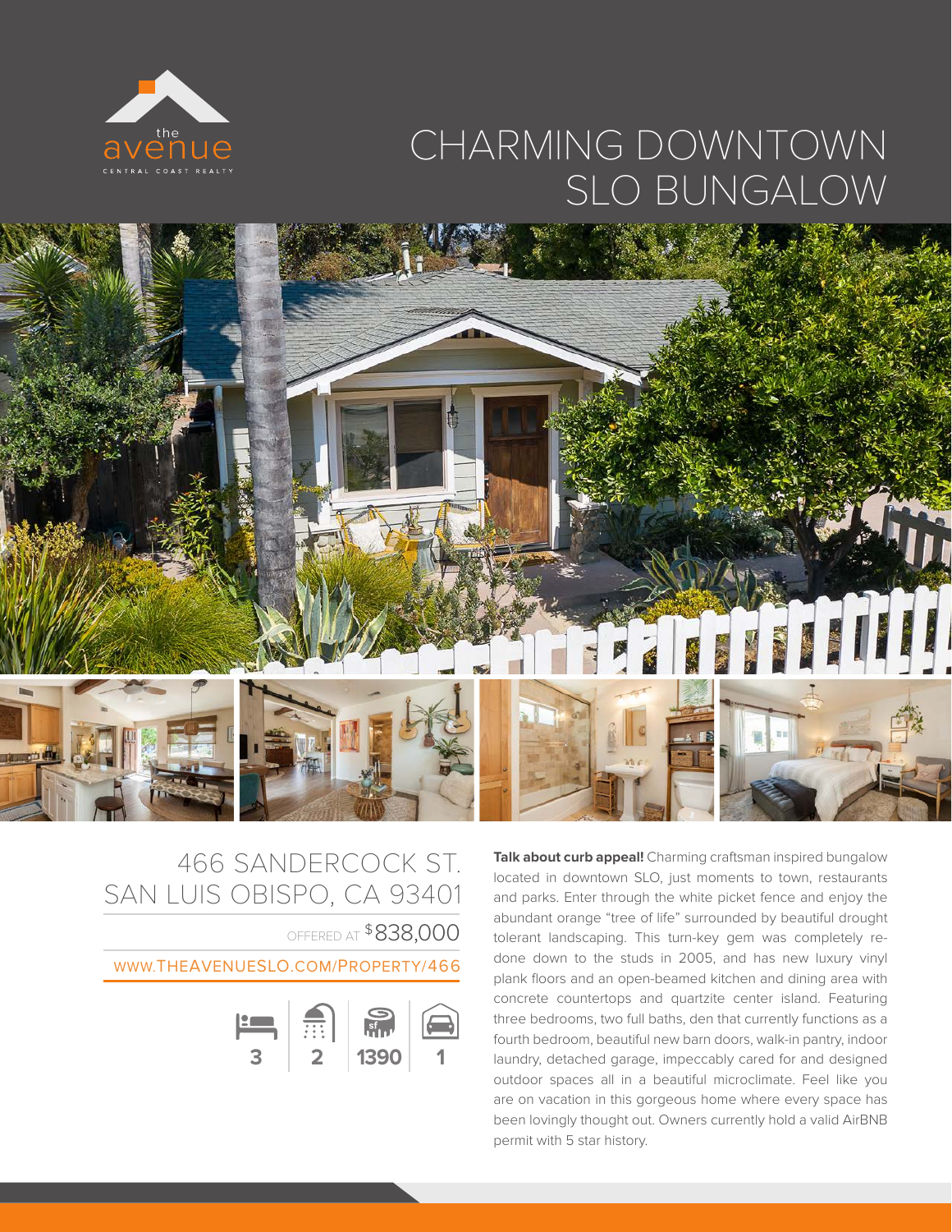the avenue
CENTRAL COAST REALTY

# CHARMING DOWNTOWN SLO BUNGALOW

## 466 SANDERCOCK ST.
## SAN LUIS OBISPO, CA 93401

OFFERED AT $838,000

WWW.THEAVENUESLO.COM/PROPERTY/466

| Bedrooms | Baths | Sq Ft | Garage |
|---|---|---|---|
| 3 | 2 | 1390 | 1 |

**Talk about curb appeal!** Charming craftsman inspired bungalow located in downtown SLO, just moments to town, restaurants and parks. Enter through the white picket fence and enjoy the abundant orange "tree of life" surrounded by beautiful drought tolerant landscaping. This turn-key gem was completely re-done down to the studs in 2005, and has new luxury vinyl plank floors and an open-beamed kitchen and dining area with concrete countertops and quartzite center island. Featuring three bedrooms, two full baths, den that currently functions as a fourth bedroom, beautiful new barn doors, walk-in pantry, indoor laundry, detached garage, impeccably cared for and designed outdoor spaces all in a beautiful microclimate. Feel like you are on vacation in this gorgeous home where every space has been lovingly thought out. Owners currently hold a valid AirBNB permit with 5 star history.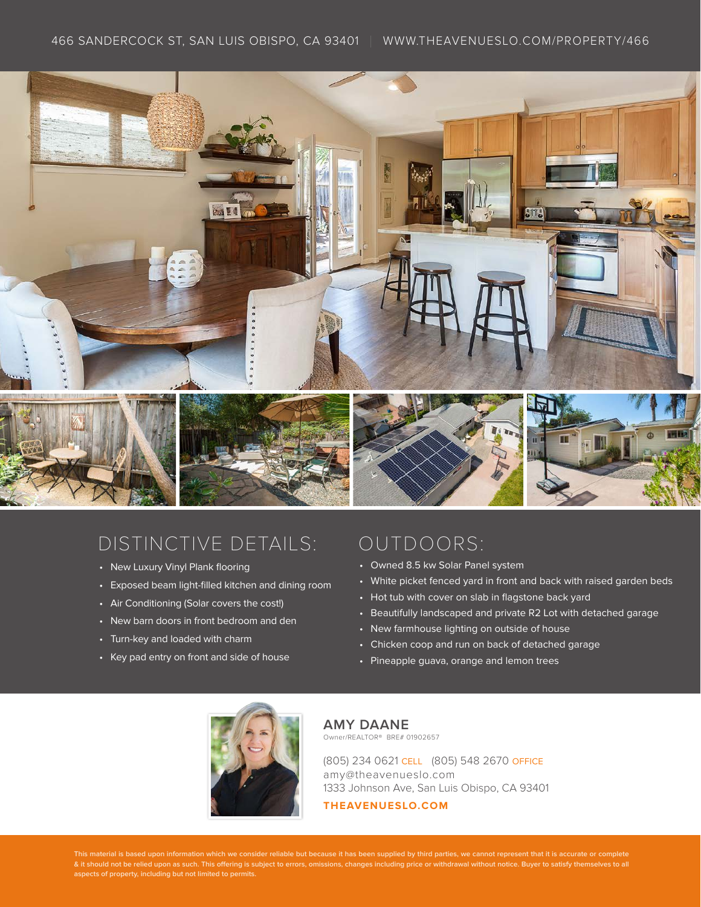466 SANDERCOCK ST, SAN LUIS OBISPO, CA 93401 | WWW.THEAVENUESLO.COM/PROPERTY/466

## DISTINCTIVE DETAILS:

- New Luxury Vinyl Plank flooring
- Exposed beam light-filled kitchen and dining room
- Air Conditioning (Solar covers the cost!)
- New barn doors in front bedroom and den
- Turn-key and loaded with charm
- Key pad entry on front and side of house

## OUTDOORS:

- Owned 8.5 kw Solar Panel system
- White picket fenced yard in front and back with raised garden beds
- Hot tub with cover on slab in flagstone back yard
- Beautifully landscaped and private R2 Lot with detached garage
- New farmhouse lighting on outside of house
- Chicken coop and run on back of detached garage
- Pineapple guava, orange and lemon trees

**AMY DAANE**
Owner/REALTOR® BRE# 01902657

(805) 234 0621 CELL (805) 548 2670 OFFICE
amy@theavenueslo.com
1333 Johnson Ave, San Luis Obispo, CA 93401

**THEAVENUESLO.COM**

This material is based upon information which we consider reliable but because it has been supplied by third parties, we cannot represent that it is accurate or complete & it should not be relied upon as such. This offering is subject to errors, omissions, changes including price or withdrawal without notice. Buyer to satisfy themselves to all aspects of property, including but not limited to permits.